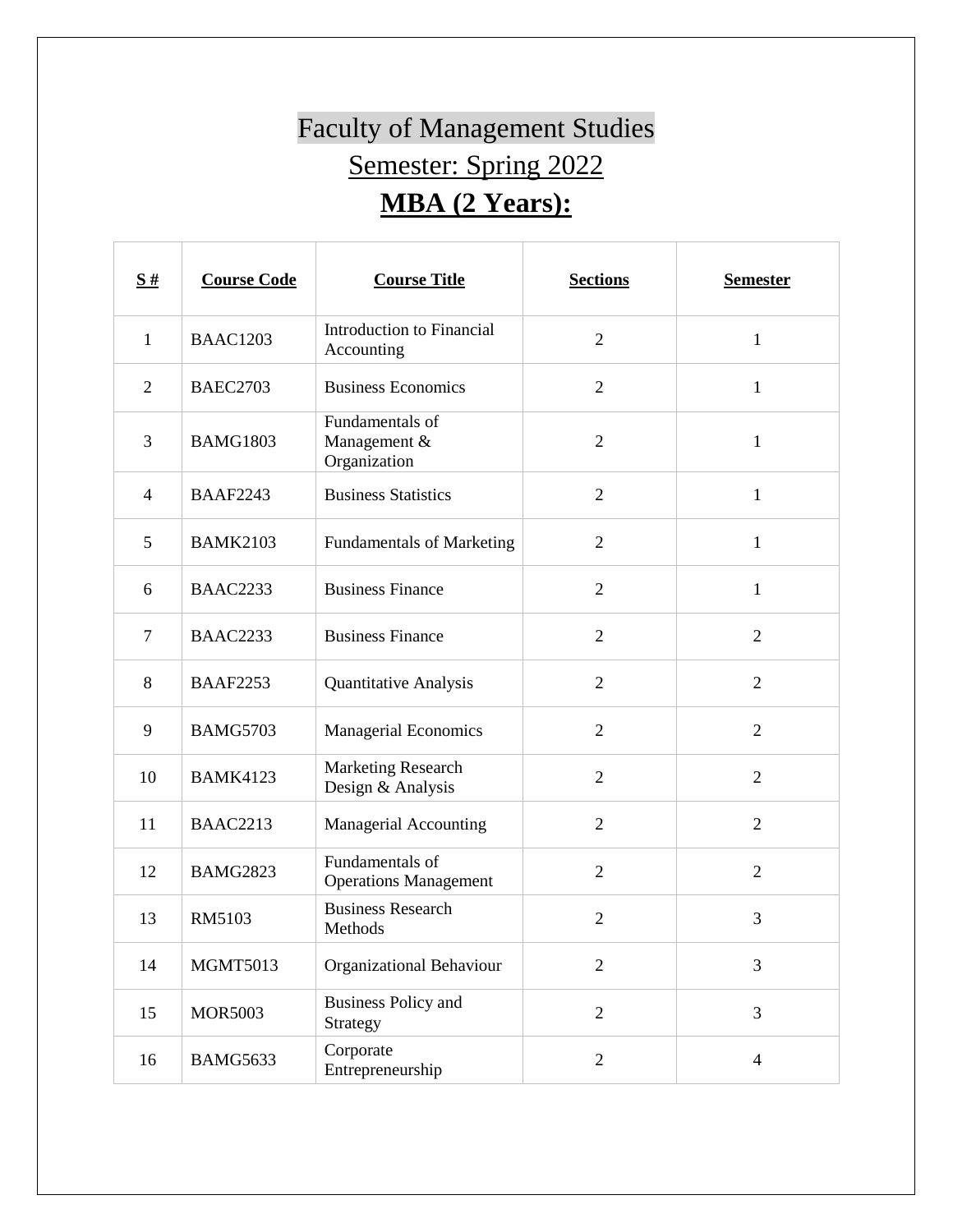# Faculty of Management Studies

## Semester: Spring 2022

## **MBA (2 Years):**

| **S #** | **Course Code** | **Course Title** | **Sections** | **Semester** |
|---|---|---|---|---|
| 1 | BAAC1203 | Introduction to Financial Accounting | 2 | 1 |
| 2 | BAEC2703 | Business Economics | 2 | 1 |
| 3 | BAMG1803 | Fundamentals of Management & Organization | 2 | 1 |
| 4 | BAAF2243 | Business Statistics | 2 | 1 |
| 5 | BAMK2103 | Fundamentals of Marketing | 2 | 1 |
| 6 | BAAC2233 | Business Finance | 2 | 1 |
| 7 | BAAC2233 | Business Finance | 2 | 2 |
| 8 | BAAF2253 | Quantitative Analysis | 2 | 2 |
| 9 | BAMG5703 | Managerial Economics | 2 | 2 |
| 10 | BAMK4123 | Marketing Research Design & Analysis | 2 | 2 |
| 11 | BAAC2213 | Managerial Accounting | 2 | 2 |
| 12 | BAMG2823 | Fundamentals of Operations Management | 2 | 2 |
| 13 | RM5103 | Business Research Methods | 2 | 3 |
| 14 | MGMT5013 | Organizational Behaviour | 2 | 3 |
| 15 | MOR5003 | Business Policy and Strategy | 2 | 3 |
| 16 | BAMG5633 | Corporate Entrepreneurship | 2 | 4 |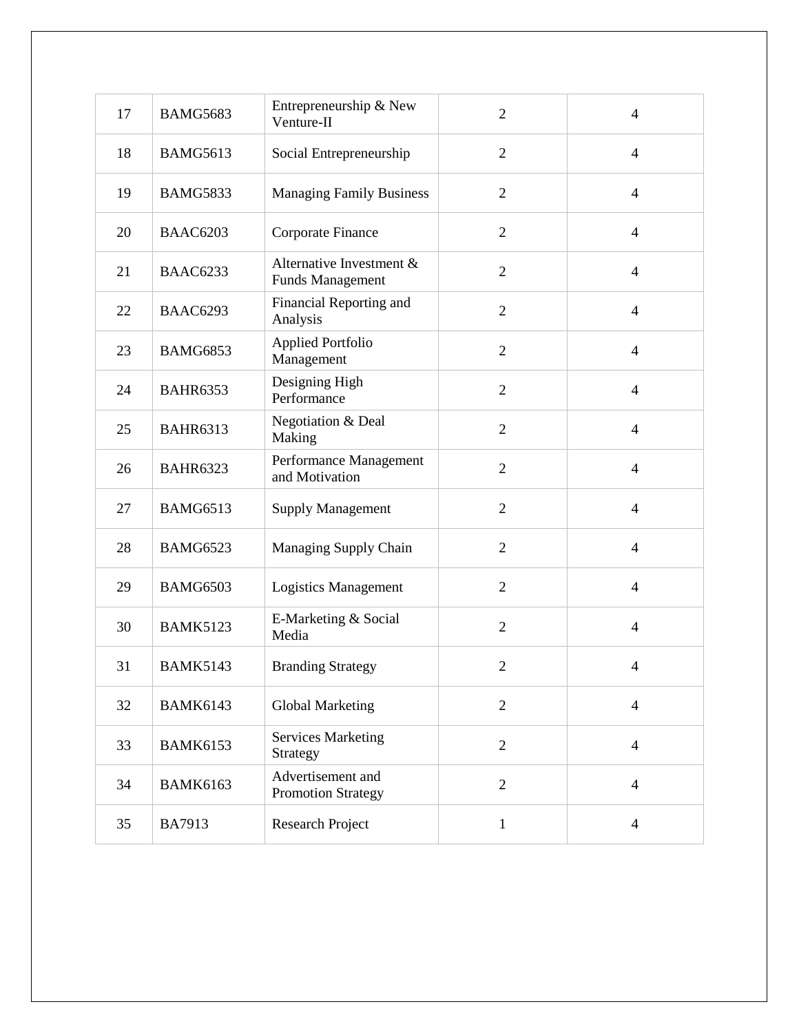| | | | | |
|---|---|---|---|---|
| 17 | BAMG5683 | Entrepreneurship & New Venture-II | 2 | 4 |
| 18 | BAMG5613 | Social Entrepreneurship | 2 | 4 |
| 19 | BAMG5833 | Managing Family Business | 2 | 4 |
| 20 | BAAC6203 | Corporate Finance | 2 | 4 |
| 21 | BAAC6233 | Alternative Investment & Funds Management | 2 | 4 |
| 22 | BAAC6293 | Financial Reporting and Analysis | 2 | 4 |
| 23 | BAMG6853 | Applied Portfolio Management | 2 | 4 |
| 24 | BAHR6353 | Designing High Performance | 2 | 4 |
| 25 | BAHR6313 | Negotiation & Deal Making | 2 | 4 |
| 26 | BAHR6323 | Performance Management and Motivation | 2 | 4 |
| 27 | BAMG6513 | Supply Management | 2 | 4 |
| 28 | BAMG6523 | Managing Supply Chain | 2 | 4 |
| 29 | BAMG6503 | Logistics Management | 2 | 4 |
| 30 | BAMK5123 | E-Marketing & Social Media | 2 | 4 |
| 31 | BAMK5143 | Branding Strategy | 2 | 4 |
| 32 | BAMK6143 | Global Marketing | 2 | 4 |
| 33 | BAMK6153 | Services Marketing Strategy | 2 | 4 |
| 34 | BAMK6163 | Advertisement and Promotion Strategy | 2 | 4 |
| 35 | BA7913 | Research Project | 1 | 4 |